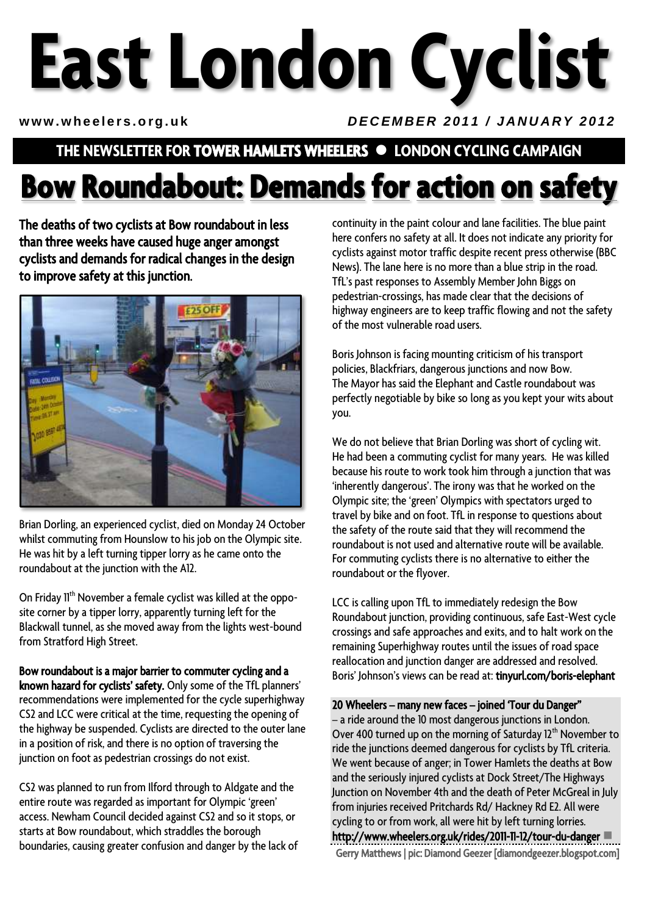# East London Cyclist

www.wheelers.org.uk

*DECEMBER 2011 / JANUARY 2012*

**THE NEWSLETTER FOR TOWER HAMLETS WHEELERS ● LONDON CYCLING CAMPAIGN**

# Bow Roundabout: Demands for action on safety

**The deaths of two cyclists at Bow roundabout in less than three weeks have caused huge anger amongst cyclists and demands for radical changes in the design to improve safety at this junction.**

Brian Dorling, an experienced cyclist, died on Monday 24 October whilst commuting from Hounslow to his job on the Olympic site. He was hit by a left turning tipper lorry as he came onto the roundabout at the junction with the A12.

On Friday 11th November a female cyclist was killed at the opposite corner by a tipper lorry, apparently turning left for the Blackwall tunnel, as she moved away from the lights west-bound from Stratford High Street.

**Bow roundabout is a major barrier to commuter cycling and a known hazard for cyclists' safety.** Only some of the TfL planners' recommendations were implemented for the cycle superhighway CS2 and LCC were critical at the time, requesting the opening of the highway be suspended. Cyclists are directed to the outer lane in a position of risk, and there is no option of traversing the junction on foot as pedestrian crossings do not exist.

CS2 was planned to run from Ilford through to Aldgate and the entire route was regarded as important for Olympic 'green' access. Newham Council decided against CS2 and so it stops, or starts at Bow roundabout, which straddles the borough boundaries, causing greater confusion and danger by the lack of continuity in the paint colour and lane facilities. The blue paint here confers no safety at all. It does not indicate any priority for cyclists against motor traffic despite recent press otherwise (BBC News). The lane here is no more than a blue strip in the road. TfL's past responses to Assembly Member John Biggs on pedestrian-crossings, has made clear that the decisions of highway engineers are to keep traffic flowing and not the safety of the most vulnerable road users.

Boris Johnson is facing mounting criticism of his transport policies, Blackfriars, dangerous junctions and now Bow. The Mayor has said the Elephant and Castle roundabout was perfectly negotiable by bike so long as you kept your wits about you.

We do not believe that Brian Dorling was short of cycling wit. He had been a commuting cyclist for many years. He was killed because his route to work took him through a junction that was 'inherently dangerous'. The irony was that he worked on the Olympic site; the 'green' Olympics with spectators urged to travel by bike and on foot. TfL in response to questions about the safety of the route said that they will recommend the roundabout is not used and alternative route will be available. For commuting cyclists there is no alternative to either the roundabout or the flyover.

LCC is calling upon TfL to immediately redesign the Bow Roundabout junction, providing continuous, safe East-West cycle crossings and safe approaches and exits, and to halt work on the remaining Superhighway routes until the issues of road space reallocation and junction danger are addressed and resolved. Boris' Johnson's views can be read at: **tinyurl.com/boris-elephant**

**20 Wheelers – many new faces – joined 'Tour du Danger"** – a ride around the 10 most dangerous junctions in London. Over 400 turned up on the morning of Saturday 12th November to ride the junctions deemed dangerous for cyclists by TfL criteria. We went because of anger; in Tower Hamlets the deaths at Bow and the seriously injured cyclists at Dock Street/The Highways Junction on November 4th and the death of Peter McGreal in July from injuries received Pritchards Rd/ Hackney Rd E2. All were cycling to or from work, all were hit by left turning lorries.
**http://www.wheelers.org.uk/rides/2011-11-12/tour-du-danger** ■

Gerry Matthews | pic: Diamond Geezer [diamondgeezer.blogspot.com]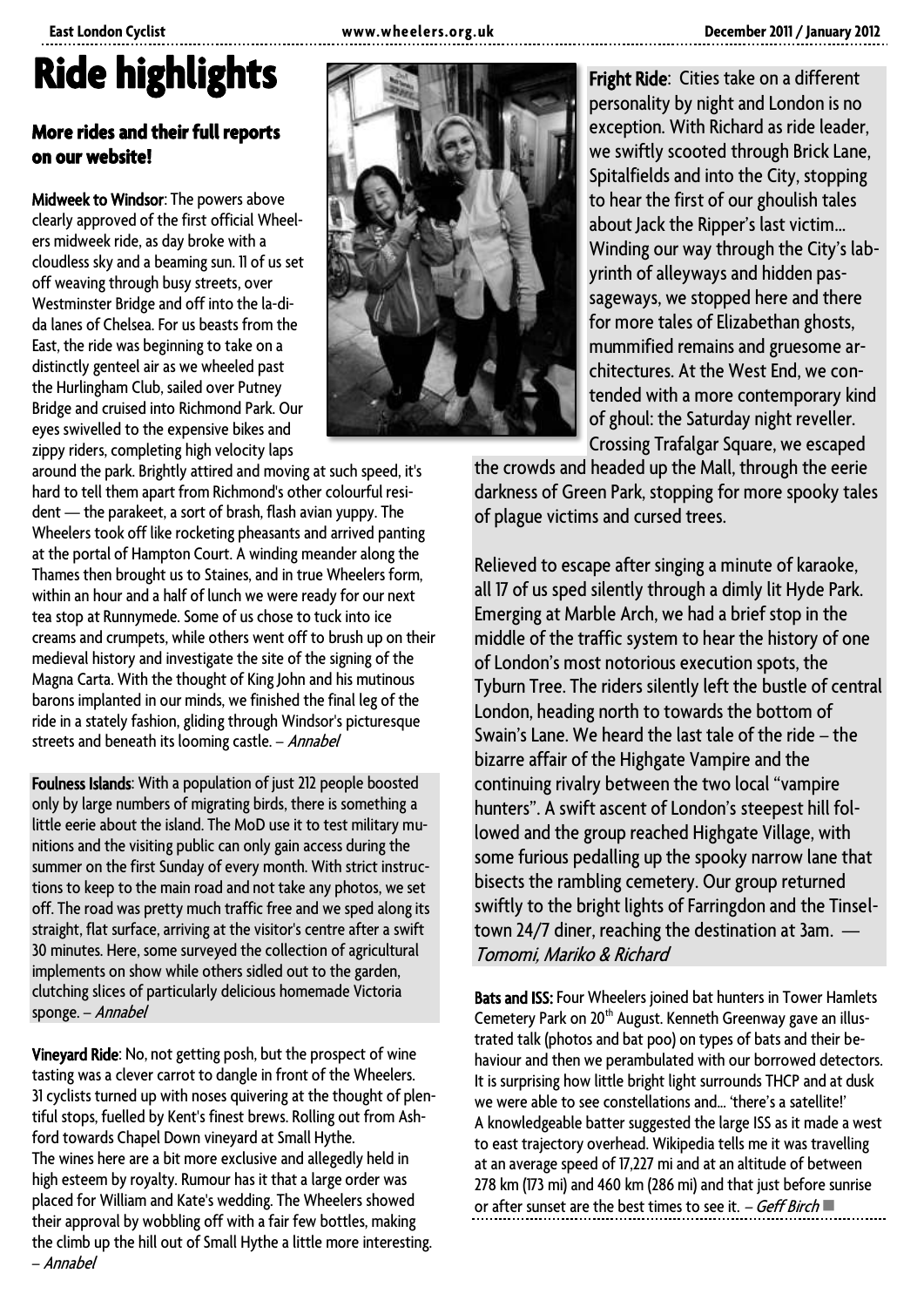# Ride highlights

### More rides and their full reports on our website!

**Midweek to Windsor**: The powers above clearly approved of the first official Wheelers midweek ride, as day broke with a cloudless sky and a beaming sun. 11 of us set off weaving through busy streets, over Westminster Bridge and off into the la-di-da lanes of Chelsea. For us beasts from the East, the ride was beginning to take on a distinctly genteel air as we wheeled past the Hurlingham Club, sailed over Putney Bridge and cruised into Richmond Park. Our eyes swivelled to the expensive bikes and zippy riders, completing high velocity laps around the park. Brightly attired and moving at such speed, it's hard to tell them apart from Richmond's other colourful resident — the parakeet, a sort of brash, flash avian yuppy. The Wheelers took off like rocketing pheasants and arrived panting at the portal of Hampton Court. A winding meander along the Thames then brought us to Staines, and in true Wheelers form, within an hour and a half of lunch we were ready for our next tea stop at Runnymede. Some of us chose to tuck into ice creams and crumpets, while others went off to brush up on their medieval history and investigate the site of the signing of the Magna Carta. With the thought of King John and his mutinous barons implanted in our minds, we finished the final leg of the ride in a stately fashion, gliding through Windsor's picturesque streets and beneath its looming castle. – *Annabel*

**Foulness Islands**: With a population of just 212 people boosted only by large numbers of migrating birds, there is something a little eerie about the island. The MoD use it to test military munitions and the visiting public can only gain access during the summer on the first Sunday of every month. With strict instructions to keep to the main road and not take any photos, we set off. The road was pretty much traffic free and we sped along its straight, flat surface, arriving at the visitor's centre after a swift 30 minutes. Here, some surveyed the collection of agricultural implements on show while others sidled out to the garden, clutching slices of particularly delicious homemade Victoria sponge. – *Annabel*

**Vineyard Ride**: No, not getting posh, but the prospect of wine tasting was a clever carrot to dangle in front of the Wheelers. 31 cyclists turned up with noses quivering at the thought of plentiful stops, fuelled by Kent's finest brews. Rolling out from Ashford towards Chapel Down vineyard at Small Hythe.
The wines here are a bit more exclusive and allegedly held in high esteem by royalty. Rumour has it that a large order was placed for William and Kate's wedding. The Wheelers showed their approval by wobbling off with a fair few bottles, making the climb up the hill out of Small Hythe a little more interesting. – *Annabel*

**Fright Ride**: Cities take on a different personality by night and London is no exception. With Richard as ride leader, we swiftly scooted through Brick Lane, Spitalfields and into the City, stopping to hear the first of our ghoulish tales about Jack the Ripper's last victim... Winding our way through the City's labyrinth of alleyways and hidden passageways, we stopped here and there for more tales of Elizabethan ghosts, mummified remains and gruesome architectures. At the West End, we contended with a more contemporary kind of ghoul: the Saturday night reveller. Crossing Trafalgar Square, we escaped the crowds and headed up the Mall, through the eerie darkness of Green Park, stopping for more spooky tales of plague victims and cursed trees.

Relieved to escape after singing a minute of karaoke, all 17 of us sped silently through a dimly lit Hyde Park. Emerging at Marble Arch, we had a brief stop in the middle of the traffic system to hear the history of one of London's most notorious execution spots, the Tyburn Tree. The riders silently left the bustle of central London, heading north to towards the bottom of Swain's Lane. We heard the last tale of the ride – the bizarre affair of the Highgate Vampire and the continuing rivalry between the two local "vampire hunters". A swift ascent of London's steepest hill followed and the group reached Highgate Village, with some furious pedalling up the spooky narrow lane that bisects the rambling cemetery. Our group returned swiftly to the bright lights of Farringdon and the Tinseltown 24/7 diner, reaching the destination at 3am. — *Tomomi, Mariko & Richard*

**Bats and ISS:** Four Wheelers joined bat hunters in Tower Hamlets Cemetery Park on 20th August. Kenneth Greenway gave an illustrated talk (photos and bat poo) on types of bats and their behaviour and then we perambulated with our borrowed detectors. It is surprising how little bright light surrounds THCP and at dusk we were able to see constellations and... 'there's a satellite!' A knowledgeable batter suggested the large ISS as it made a west to east trajectory overhead. Wikipedia tells me it was travelling at an average speed of 17,227 mi and at an altitude of between 278 km (173 mi) and 460 km (286 mi) and that just before sunrise or after sunset are the best times to see it. – *Geff Birch* ■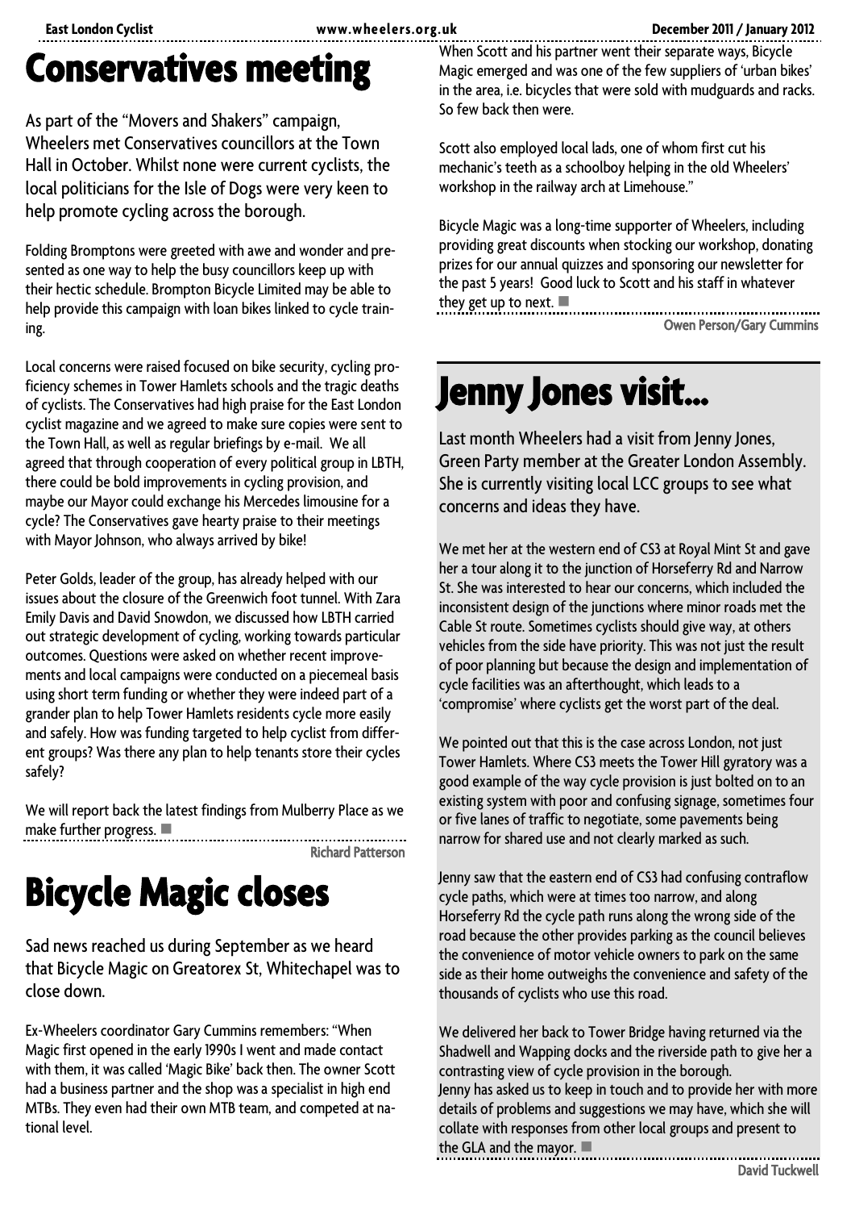# Conservatives meeting

As part of the "Movers and Shakers" campaign, Wheelers met Conservatives councillors at the Town Hall in October. Whilst none were current cyclists, the local politicians for the Isle of Dogs were very keen to help promote cycling across the borough.

Folding Bromptons were greeted with awe and wonder and presented as one way to help the busy councillors keep up with their hectic schedule. Brompton Bicycle Limited may be able to help provide this campaign with loan bikes linked to cycle training.

Local concerns were raised focused on bike security, cycling proficiency schemes in Tower Hamlets schools and the tragic deaths of cyclists. The Conservatives had high praise for the East London cyclist magazine and we agreed to make sure copies were sent to the Town Hall, as well as regular briefings by e-mail. We all agreed that through cooperation of every political group in LBTH, there could be bold improvements in cycling provision, and maybe our Mayor could exchange his Mercedes limousine for a cycle? The Conservatives gave hearty praise to their meetings with Mayor Johnson, who always arrived by bike!

Peter Golds, leader of the group, has already helped with our issues about the closure of the Greenwich foot tunnel. With Zara Emily Davis and David Snowdon, we discussed how LBTH carried out strategic development of cycling, working towards particular outcomes. Questions were asked on whether recent improvements and local campaigns were conducted on a piecemeal basis using short term funding or whether they were indeed part of a grander plan to help Tower Hamlets residents cycle more easily and safely. How was funding targeted to help cyclist from different groups? Was there any plan to help tenants store their cycles safely?

We will report back the latest findings from Mulberry Place as we make further progress. ■

**Richard Patterson**

# Bicycle Magic closes

Sad news reached us during September as we heard that Bicycle Magic on Greatorex St, Whitechapel was to close down.

Ex-Wheelers coordinator Gary Cummins remembers: "When Magic first opened in the early 1990s I went and made contact with them, it was called 'Magic Bike' back then. The owner Scott had a business partner and the shop was a specialist in high end MTBs. They even had their own MTB team, and competed at national level.

When Scott and his partner went their separate ways, Bicycle Magic emerged and was one of the few suppliers of 'urban bikes' in the area, i.e. bicycles that were sold with mudguards and racks. So few back then were.

Scott also employed local lads, one of whom first cut his mechanic's teeth as a schoolboy helping in the old Wheelers' workshop in the railway arch at Limehouse."

Bicycle Magic was a long-time supporter of Wheelers, including providing great discounts when stocking our workshop, donating prizes for our annual quizzes and sponsoring our newsletter for the past 5 years! Good luck to Scott and his staff in whatever they get up to next. ■

**Owen Person/Gary Cummins**

# Jenny Jones visit...

Last month Wheelers had a visit from Jenny Jones, Green Party member at the Greater London Assembly. She is currently visiting local LCC groups to see what concerns and ideas they have.

We met her at the western end of CS3 at Royal Mint St and gave her a tour along it to the junction of Horseferry Rd and Narrow St. She was interested to hear our concerns, which included the inconsistent design of the junctions where minor roads met the Cable St route. Sometimes cyclists should give way, at others vehicles from the side have priority. This was not just the result of poor planning but because the design and implementation of cycle facilities was an afterthought, which leads to a 'compromise' where cyclists get the worst part of the deal.

We pointed out that this is the case across London, not just Tower Hamlets. Where CS3 meets the Tower Hill gyratory was a good example of the way cycle provision is just bolted on to an existing system with poor and confusing signage, sometimes four or five lanes of traffic to negotiate, some pavements being narrow for shared use and not clearly marked as such.

Jenny saw that the eastern end of CS3 had confusing contraflow cycle paths, which were at times too narrow, and along Horseferry Rd the cycle path runs along the wrong side of the road because the other provides parking as the council believes the convenience of motor vehicle owners to park on the same side as their home outweighs the convenience and safety of the thousands of cyclists who use this road.

We delivered her back to Tower Bridge having returned via the Shadwell and Wapping docks and the riverside path to give her a contrasting view of cycle provision in the borough.
Jenny has asked us to keep in touch and to provide her with more details of problems and suggestions we may have, which she will collate with responses from other local groups and present to the GLA and the mayor. ■

**David Tuckwell**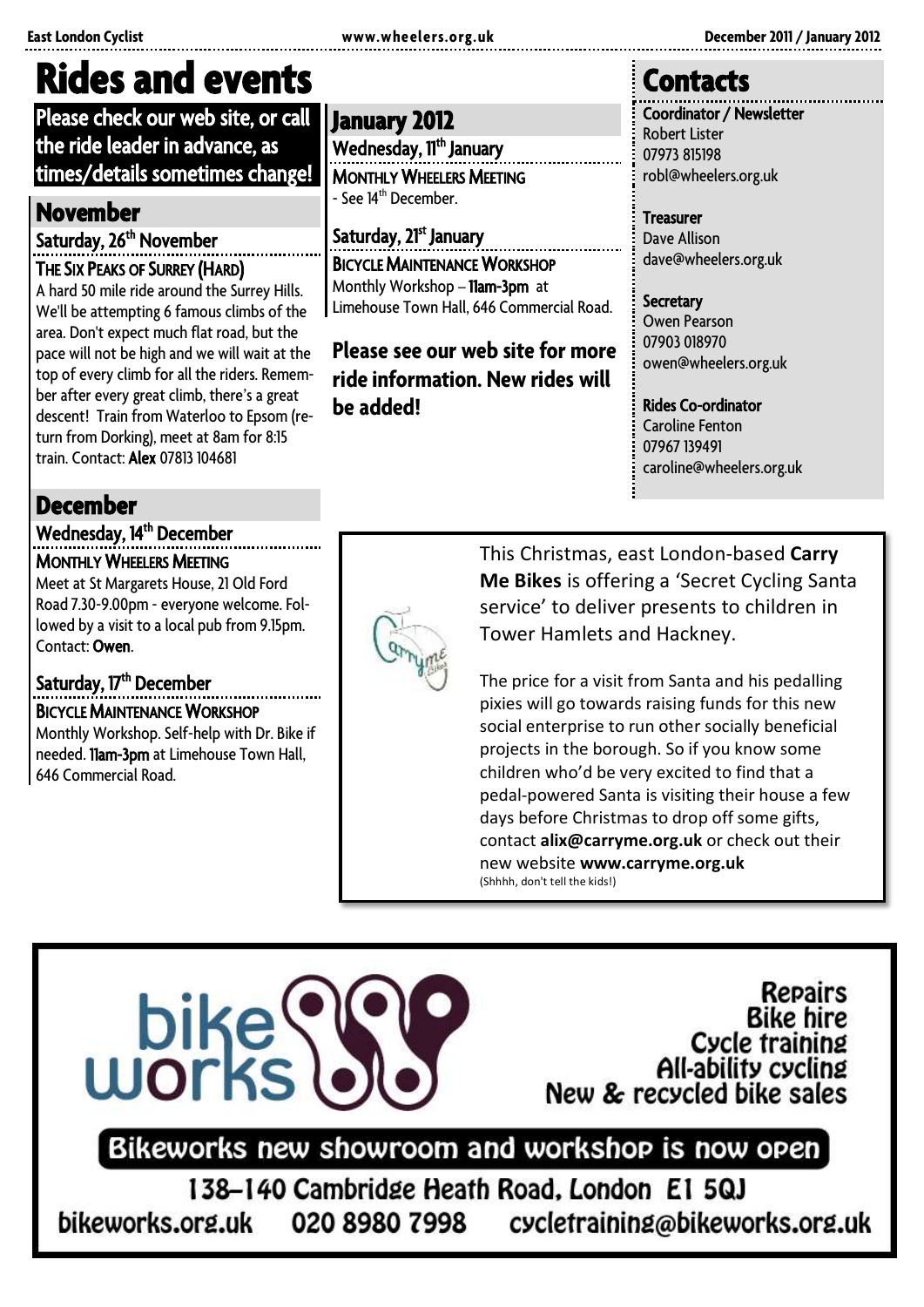# Rides and events

**Please check our web site, or call the ride leader in advance, as times/details sometimes change!**

## November

### Saturday, 26th November

**THE SIX PEAKS OF SURREY (HARD)**

A hard 50 mile ride around the Surrey Hills. We'll be attempting 6 famous climbs of the area. Don't expect much flat road, but the pace will not be high and we will wait at the top of every climb for all the riders. Remember after every great climb, there's a great descent! Train from Waterloo to Epsom (return from Dorking), meet at 8am for 8:15 train. Contact: **Alex** 07813 104681

## December

### Wednesday, 14th December

**MONTHLY WHEELERS MEETING**

Meet at St Margarets House, 21 Old Ford Road 7.30-9.00pm - everyone welcome. Followed by a visit to a local pub from 9.15pm. Contact: **Owen**.

### Saturday, 17th December

**BICYCLE MAINTENANCE WORKSHOP**

Monthly Workshop. Self-help with Dr. Bike if needed. **11am-3pm** at Limehouse Town Hall, 646 Commercial Road.

## January 2012

### Wednesday, 11th January

**MONTHLY WHEELERS MEETING**

- See 14th December.

### Saturday, 21st January

**BICYCLE MAINTENANCE WORKSHOP**

Monthly Workshop – **11am-3pm** at Limehouse Town Hall, 646 Commercial Road.

**Please see our web site for more ride information. New rides will be added!**

# Contacts

**Coordinator / Newsletter**
Robert Lister
07973 815198
robl@wheelers.org.uk

**Treasurer**
Dave Allison
dave@wheelers.org.uk

**Secretary**
Owen Pearson
07903 018970
owen@wheelers.org.uk

**Rides Co-ordinator**
Caroline Fenton
07967 139491
caroline@wheelers.org.uk

---

This Christmas, east London-based **Carry Me Bikes** is offering a 'Secret Cycling Santa service' to deliver presents to children in Tower Hamlets and Hackney.

The price for a visit from Santa and his pedalling pixies will go towards raising funds for this new social enterprise to run other socially beneficial projects in the borough. So if you know some children who'd be very excited to find that a pedal-powered Santa is visiting their house a few days before Christmas to drop off some gifts, contact **alix@carryme.org.uk** or check out their new website **www.carryme.org.uk**

(Shhhh, don't tell the kids!)

---

**bike works**

Repairs
Bike hire
Cycle training
All-ability cycling
New & recycled bike sales

**Bikeworks new showroom and workshop is now open**

138–140 Cambridge Heath Road, London E1 5QJ

bikeworks.org.uk 020 8980 7998 cycletraining@bikeworks.org.uk